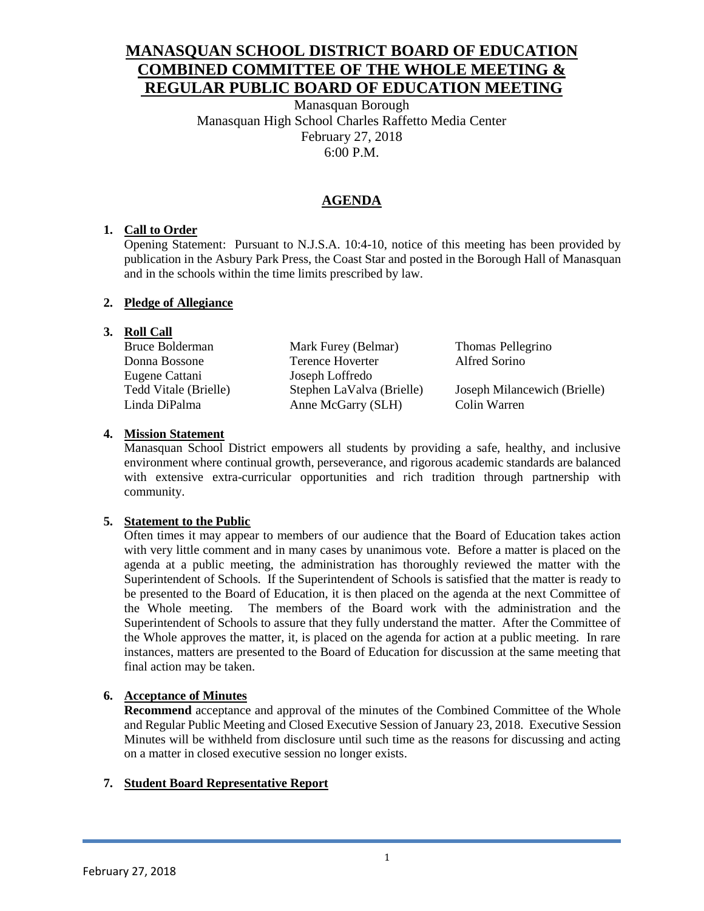# MANASQUAN SCHOOL DISTRICT BOARD OF EDUCATION COMBINED COMMITTEE OF THE WHOLE MEETING & REGULAR PUBLIC BOARD OF EDUCATION MEETING

Manasquan Borough
Manasquan High School Charles Raffetto Media Center
February 27, 2018
6:00 P.M.

## AGENDA

1. **Call to Order**
   Opening Statement: Pursuant to N.J.S.A. 10:4-10, notice of this meeting has been provided by publication in the Asbury Park Press, the Coast Star and posted in the Borough Hall of Manasquan and in the schools within the time limits prescribed by law.

2. **Pledge of Allegiance**

3. **Roll Call**

| | | |
|---|---|---|
| Bruce Bolderman | Mark Furey (Belmar) | Thomas Pellegrino |
| Donna Bossone | Terence Hoverter | Alfred Sorino |
| Eugene Cattani | Joseph Loffredo | |
| Tedd Vitale (Brielle) | Stephen LaValva (Brielle) | Joseph Milancewich (Brielle) |
| Linda DiPalma | Anne McGarry (SLH) | Colin Warren |

4. **Mission Statement**
   Manasquan School District empowers all students by providing a safe, healthy, and inclusive environment where continual growth, perseverance, and rigorous academic standards are balanced with extensive extra-curricular opportunities and rich tradition through partnership with community.

5. **Statement to the Public**
   Often times it may appear to members of our audience that the Board of Education takes action with very little comment and in many cases by unanimous vote. Before a matter is placed on the agenda at a public meeting, the administration has thoroughly reviewed the matter with the Superintendent of Schools. If the Superintendent of Schools is satisfied that the matter is ready to be presented to the Board of Education, it is then placed on the agenda at the next Committee of the Whole meeting. The members of the Board work with the administration and the Superintendent of Schools to assure that they fully understand the matter. After the Committee of the Whole approves the matter, it, is placed on the agenda for action at a public meeting. In rare instances, matters are presented to the Board of Education for discussion at the same meeting that final action may be taken.

6. **Acceptance of Minutes**
   **Recommend** acceptance and approval of the minutes of the Combined Committee of the Whole and Regular Public Meeting and Closed Executive Session of January 23, 2018. Executive Session Minutes will be withheld from disclosure until such time as the reasons for discussing and acting on a matter in closed executive session no longer exists.

7. **Student Board Representative Report**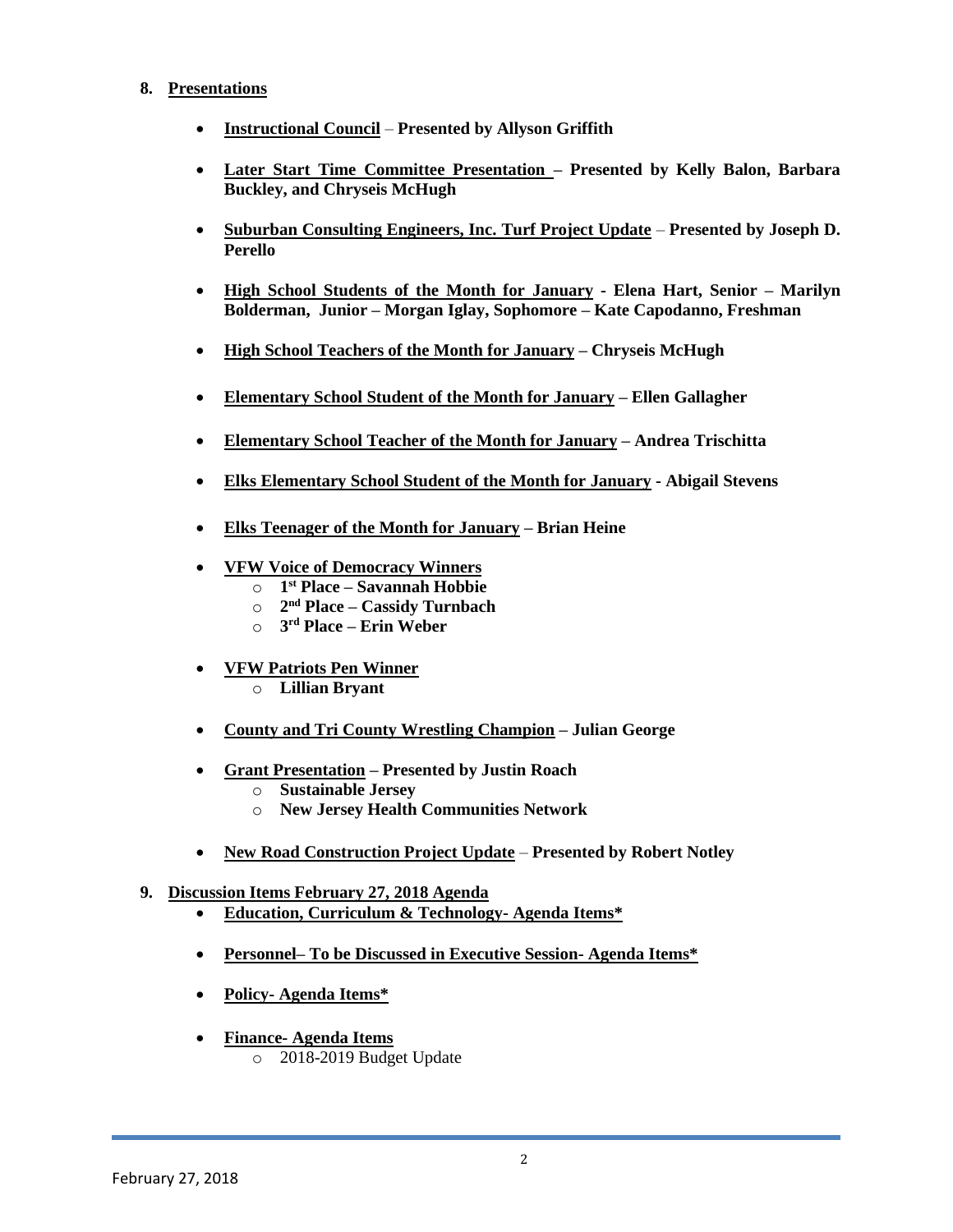8. **Presentations**

- **Instructional Council – Presented by Allyson Griffith**
- **Later Start Time Committee Presentation – Presented by Kelly Balon, Barbara Buckley, and Chryseis McHugh**
- **Suburban Consulting Engineers, Inc. Turf Project Update – Presented by Joseph D. Perello**
- **High School Students of the Month for January - Elena Hart, Senior – Marilyn Bolderman, Junior – Morgan Iglay, Sophomore – Kate Capodanno, Freshman**
- **High School Teachers of the Month for January – Chryseis McHugh**
- **Elementary School Student of the Month for January – Ellen Gallagher**
- **Elementary School Teacher of the Month for January – Andrea Trischitta**
- **Elks Elementary School Student of the Month for January - Abigail Stevens**
- **Elks Teenager of the Month for January – Brian Heine**
- **VFW Voice of Democracy Winners**
  - **1st Place – Savannah Hobbie**
  - **2nd Place – Cassidy Turnbach**
  - **3rd Place – Erin Weber**
- **VFW Patriots Pen Winner**
  - **Lillian Bryant**
- **County and Tri County Wrestling Champion – Julian George**
- **Grant Presentation – Presented by Justin Roach**
  - **Sustainable Jersey**
  - **New Jersey Health Communities Network**
- **New Road Construction Project Update – Presented by Robert Notley**

9. **Discussion Items February 27, 2018 Agenda**

- **Education, Curriculum & Technology- Agenda Items***
- **Personnel– To be Discussed in Executive Session- Agenda Items***
- **Policy- Agenda Items***
- **Finance- Agenda Items**
  - 2018-2019 Budget Update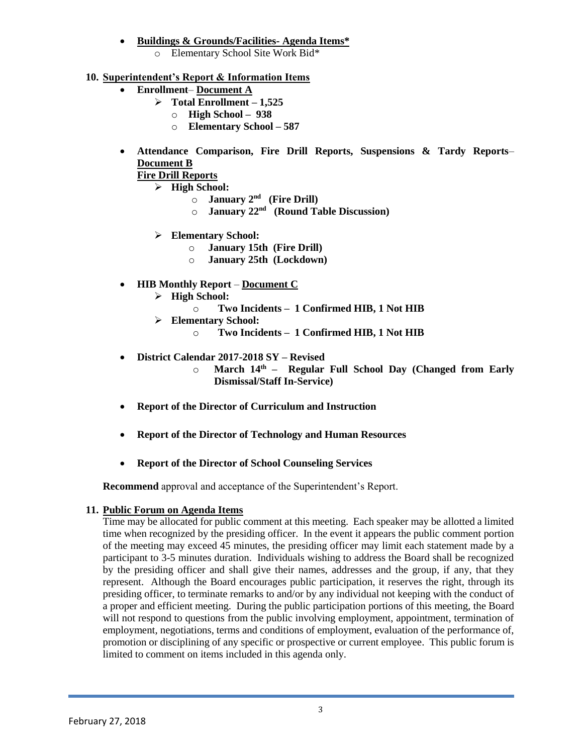- **Buildings & Grounds/Facilities- Agenda Items***
    - Elementary School Site Work Bid*

**10. Superintendent's Report & Information Items**

- **Enrollment– Document A**
    - **Total Enrollment – 1,525**
        - **High School – 938**
        - **Elementary School – 587**

- **Attendance Comparison, Fire Drill Reports, Suspensions & Tardy Reports– Document B**

  **Fire Drill Reports**
    - **High School:**
        - **January 2nd (Fire Drill)**
        - **January 22nd (Round Table Discussion)**
    - **Elementary School:**
        - **January 15th (Fire Drill)**
        - **January 25th (Lockdown)**

- **HIB Monthly Report – Document C**
    - **High School:**
        - **Two Incidents – 1 Confirmed HIB, 1 Not HIB**
    - **Elementary School:**
        - **Two Incidents – 1 Confirmed HIB, 1 Not HIB**

- **District Calendar 2017-2018 SY – Revised**
    - **March 14th – Regular Full School Day (Changed from Early Dismissal/Staff In-Service)**

- **Report of the Director of Curriculum and Instruction**

- **Report of the Director of Technology and Human Resources**

- **Report of the Director of School Counseling Services**

**Recommend** approval and acceptance of the Superintendent's Report.

**11. Public Forum on Agenda Items**

Time may be allocated for public comment at this meeting. Each speaker may be allotted a limited time when recognized by the presiding officer. In the event it appears the public comment portion of the meeting may exceed 45 minutes, the presiding officer may limit each statement made by a participant to 3-5 minutes duration. Individuals wishing to address the Board shall be recognized by the presiding officer and shall give their names, addresses and the group, if any, that they represent. Although the Board encourages public participation, it reserves the right, through its presiding officer, to terminate remarks to and/or by any individual not keeping with the conduct of a proper and efficient meeting. During the public participation portions of this meeting, the Board will not respond to questions from the public involving employment, appointment, termination of employment, negotiations, terms and conditions of employment, evaluation of the performance of, promotion or disciplining of any specific or prospective or current employee. This public forum is limited to comment on items included in this agenda only.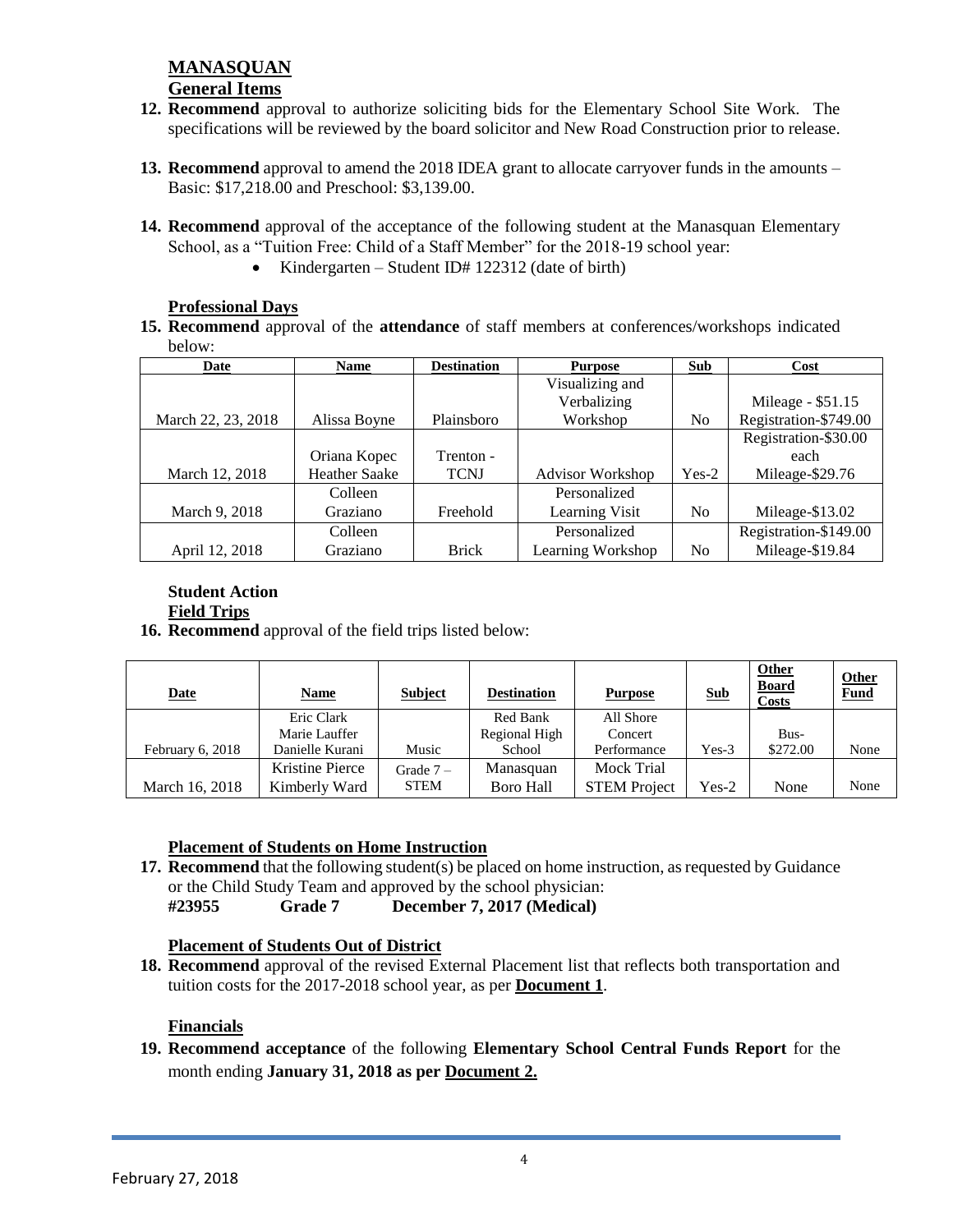## MANASQUAN

### General Items

**12. Recommend** approval to authorize soliciting bids for the Elementary School Site Work. The specifications will be reviewed by the board solicitor and New Road Construction prior to release.

**13. Recommend** approval to amend the 2018 IDEA grant to allocate carryover funds in the amounts – Basic: $17,218.00 and Preschool: $3,139.00.

**14. Recommend** approval of the acceptance of the following student at the Manasquan Elementary School, as a "Tuition Free: Child of a Staff Member" for the 2018-19 school year:

- Kindergarten – Student ID# 122312 (date of birth)

### Professional Days

**15. Recommend** approval of the **attendance** of staff members at conferences/workshops indicated below:

| Date | Name | Destination | Purpose | Sub | Cost |
|---|---|---|---|---|---|
| March 22, 23, 2018 | Alissa Boyne | Plainsboro | Visualizing and Verbalizing Workshop | No | Mileage - $51.15 Registration-$749.00 |
| March 12, 2018 | Oriana Kopec Heather Saake | Trenton - TCNJ | Advisor Workshop | Yes-2 | Registration-$30.00 each Mileage-$29.76 |
| March 9, 2018 | Colleen Graziano | Freehold | Personalized Learning Visit | No | Mileage-$13.02 |
| April 12, 2018 | Colleen Graziano | Brick | Personalized Learning Workshop | No | Registration-$149.00 Mileage-$19.84 |

### Student Action

### Field Trips

**16. Recommend** approval of the field trips listed below:

| Date | Name | Subject | Destination | Purpose | Sub | Other Board Costs | Other Fund |
|---|---|---|---|---|---|---|---|
| February 6, 2018 | Eric Clark Marie Lauffer Danielle Kurani | Music | Red Bank Regional High School | All Shore Concert Performance | Yes-3 | Bus- $272.00 | None |
| March 16, 2018 | Kristine Pierce Kimberly Ward | Grade 7 – STEM | Manasquan Boro Hall | Mock Trial STEM Project | Yes-2 | None | None |

### Placement of Students on Home Instruction

**17. Recommend** that the following student(s) be placed on home instruction, as requested by Guidance or the Child Study Team and approved by the school physician:

**#23955 Grade 7 December 7, 2017 (Medical)**

### Placement of Students Out of District

**18. Recommend** approval of the revised External Placement list that reflects both transportation and tuition costs for the 2017-2018 school year, as per **Document 1**.

### Financials

**19. Recommend acceptance** of the following **Elementary School Central Funds Report** for the month ending **January 31, 2018 as per Document 2.**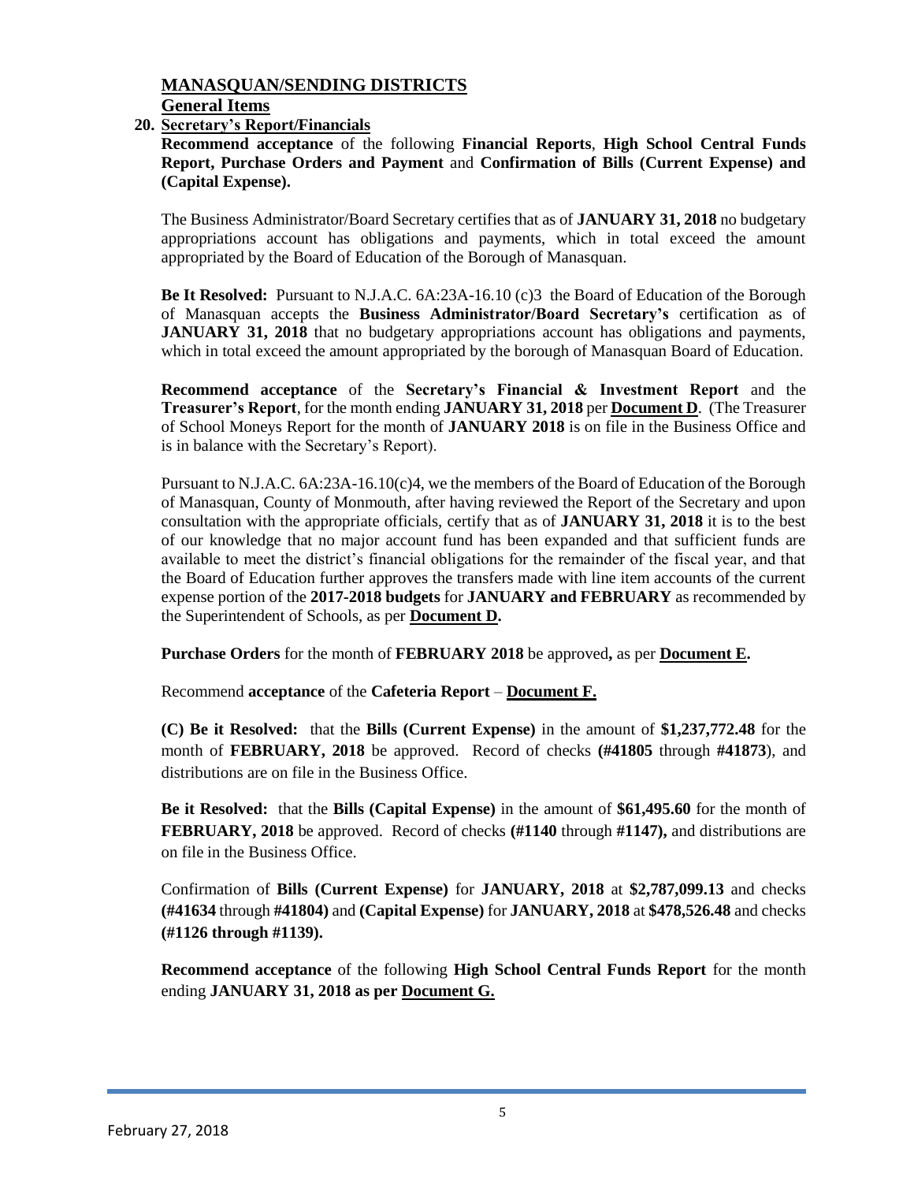## MANASQUAN/SENDING DISTRICTS

### General Items

**20. Secretary's Report/Financials**

**Recommend acceptance** of the following **Financial Reports**, **High School Central Funds Report, Purchase Orders and Payment** and **Confirmation of Bills (Current Expense) and (Capital Expense).**

The Business Administrator/Board Secretary certifies that as of **JANUARY 31, 2018** no budgetary appropriations account has obligations and payments, which in total exceed the amount appropriated by the Board of Education of the Borough of Manasquan.

**Be It Resolved:** Pursuant to N.J.A.C. 6A:23A-16.10 (c)3 the Board of Education of the Borough of Manasquan accepts the **Business Administrator/Board Secretary's** certification as of **JANUARY 31, 2018** that no budgetary appropriations account has obligations and payments, which in total exceed the amount appropriated by the borough of Manasquan Board of Education.

**Recommend acceptance** of the **Secretary's Financial & Investment Report** and the **Treasurer's Report**, for the month ending **JANUARY 31, 2018** per **Document D**. (The Treasurer of School Moneys Report for the month of **JANUARY 2018** is on file in the Business Office and is in balance with the Secretary's Report).

Pursuant to N.J.A.C. 6A:23A-16.10(c)4, we the members of the Board of Education of the Borough of Manasquan, County of Monmouth, after having reviewed the Report of the Secretary and upon consultation with the appropriate officials, certify that as of **JANUARY 31, 2018** it is to the best of our knowledge that no major account fund has been expanded and that sufficient funds are available to meet the district's financial obligations for the remainder of the fiscal year, and that the Board of Education further approves the transfers made with line item accounts of the current expense portion of the **2017-2018 budgets** for **JANUARY and FEBRUARY** as recommended by the Superintendent of Schools, as per **Document D.**

**Purchase Orders** for the month of **FEBRUARY 2018** be approved**,** as per **Document E.**

Recommend **acceptance** of the **Cafeteria Report** – **Document F.**

**(C) Be it Resolved:** that the **Bills (Current Expense)** in the amount of **$1,237,772.48** for the month of **FEBRUARY, 2018** be approved. Record of checks **(#41805** through **#41873**), and distributions are on file in the Business Office.

**Be it Resolved:** that the **Bills (Capital Expense)** in the amount of **$61,495.60** for the month of **FEBRUARY, 2018** be approved. Record of checks **(#1140** through **#1147),** and distributions are on file in the Business Office.

Confirmation of **Bills (Current Expense)** for **JANUARY, 2018** at **$2,787,099.13** and checks **(#41634** through **#41804)** and **(Capital Expense)** for **JANUARY, 2018** at **$478,526.48** and checks **(#1126 through #1139).**

**Recommend acceptance** of the following **High School Central Funds Report** for the month ending **JANUARY 31, 2018 as per Document G.**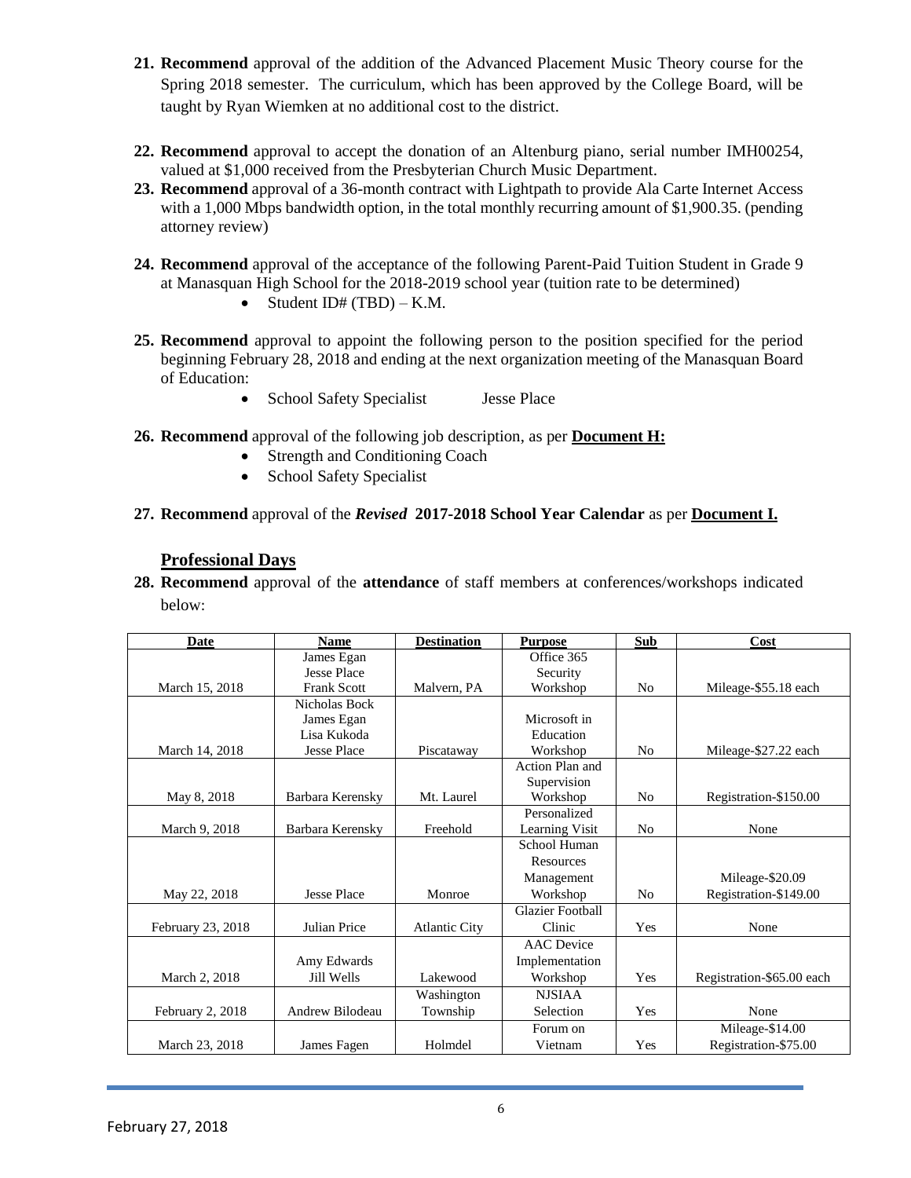21. **Recommend** approval of the addition of the Advanced Placement Music Theory course for the Spring 2018 semester. The curriculum, which has been approved by the College Board, will be taught by Ryan Wiemken at no additional cost to the district.

22. **Recommend** approval to accept the donation of an Altenburg piano, serial number IMH00254, valued at $1,000 received from the Presbyterian Church Music Department.

23. **Recommend** approval of a 36-month contract with Lightpath to provide Ala Carte Internet Access with a 1,000 Mbps bandwidth option, in the total monthly recurring amount of $1,900.35. (pending attorney review)

24. **Recommend** approval of the acceptance of the following Parent-Paid Tuition Student in Grade 9 at Manasquan High School for the 2018-2019 school year (tuition rate to be determined)
    - Student ID# (TBD) – K.M.

25. **Recommend** approval to appoint the following person to the position specified for the period beginning February 28, 2018 and ending at the next organization meeting of the Manasquan Board of Education:
    - School Safety Specialist Jesse Place

26. **Recommend** approval of the following job description, as per **Document H:**
    - Strength and Conditioning Coach
    - School Safety Specialist

27. **Recommend** approval of the ***Revised*** **2017-2018 School Year Calendar** as per **Document I.**

## Professional Days

28. **Recommend** approval of the **attendance** of staff members at conferences/workshops indicated below:

| Date | Name | Destination | Purpose | Sub | Cost |
|---|---|---|---|---|---|
| March 15, 2018 | James Egan<br>Jesse Place<br>Frank Scott | Malvern, PA | Office 365 Security Workshop | No | Mileage-$55.18 each |
| March 14, 2018 | Nicholas Bock<br>James Egan<br>Lisa Kukoda<br>Jesse Place | Piscataway | Microsoft in Education Workshop | No | Mileage-$27.22 each |
| May 8, 2018 | Barbara Kerensky | Mt. Laurel | Action Plan and Supervision Workshop | No | Registration-$150.00 |
| March 9, 2018 | Barbara Kerensky | Freehold | Personalized Learning Visit | No | None |
| May 22, 2018 | Jesse Place | Monroe | School Human Resources Management Workshop | No | Mileage-$20.09<br>Registration-$149.00 |
| February 23, 2018 | Julian Price | Atlantic City | Glazier Football Clinic | Yes | None |
| March 2, 2018 | Amy Edwards<br>Jill Wells | Lakewood | AAC Device Implementation Workshop | Yes | Registration-$65.00 each |
| February 2, 2018 | Andrew Bilodeau | Washington Township | NJSIAA Selection | Yes | None |
| March 23, 2018 | James Fagen | Holmdel | Forum on Vietnam | Yes | Mileage-$14.00<br>Registration-$75.00 |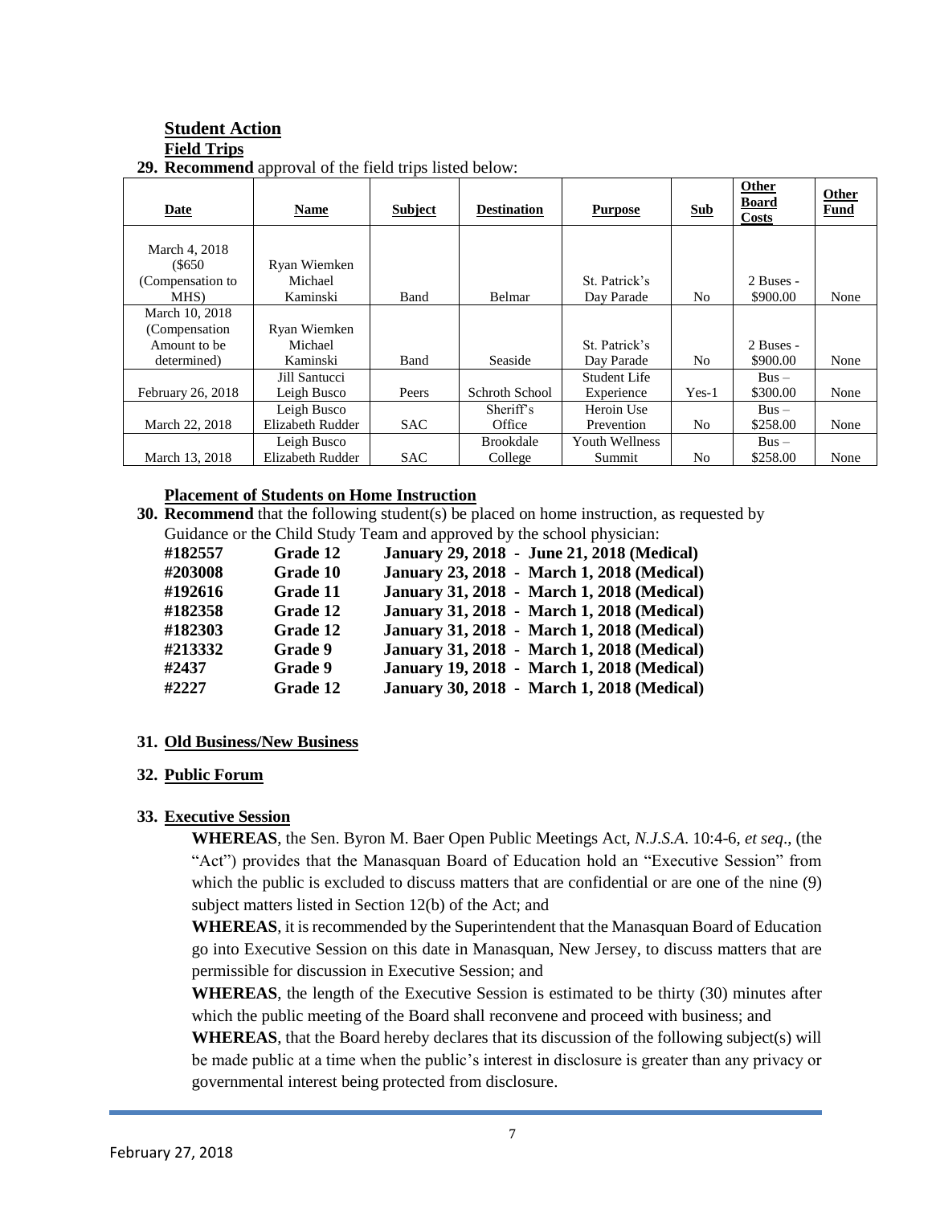## Student Action

### Field Trips

**29. Recommend** approval of the field trips listed below:

| Date | Name | Subject | Destination | Purpose | Sub | Other Board Costs | Other Fund |
|---|---|---|---|---|---|---|---|
| March 4, 2018 ($650 (Compensation to MHS) | Ryan Wiemken Michael Kaminski | Band | Belmar | St. Patrick's Day Parade | No | 2 Buses - $900.00 | None |
| March 10, 2018 (Compensation Amount to be determined) | Ryan Wiemken Michael Kaminski | Band | Seaside | St. Patrick's Day Parade | No | 2 Buses - $900.00 | None |
| February 26, 2018 | Jill Santucci Leigh Busco | Peers | Schroth School | Student Life Experience | Yes-1 | Bus – $300.00 | None |
| March 22, 2018 | Leigh Busco Elizabeth Rudder | SAC | Sheriff's Office | Heroin Use Prevention | No | Bus – $258.00 | None |
| March 13, 2018 | Leigh Busco Elizabeth Rudder | SAC | Brookdale College | Youth Wellness Summit | No | Bus – $258.00 | None |

### Placement of Students on Home Instruction

**30. Recommend** that the following student(s) be placed on home instruction, as requested by Guidance or the Child Study Team and approved by the school physician:

| | | |
|---|---|---|
| **#182557** | **Grade 12** | **January 29, 2018 - June 21, 2018 (Medical)** |
| **#203008** | **Grade 10** | **January 23, 2018 - March 1, 2018 (Medical)** |
| **#192616** | **Grade 11** | **January 31, 2018 - March 1, 2018 (Medical)** |
| **#182358** | **Grade 12** | **January 31, 2018 - March 1, 2018 (Medical)** |
| **#182303** | **Grade 12** | **January 31, 2018 - March 1, 2018 (Medical)** |
| **#213332** | **Grade 9** | **January 31, 2018 - March 1, 2018 (Medical)** |
| **#2437** | **Grade 9** | **January 19, 2018 - March 1, 2018 (Medical)** |
| **#2227** | **Grade 12** | **January 30, 2018 - March 1, 2018 (Medical)** |

**31. Old Business/New Business**

**32. Public Forum**

**33. Executive Session**

**WHEREAS**, the Sen. Byron M. Baer Open Public Meetings Act, *N.J.S.A.* 10:4-6, *et seq*., (the "Act") provides that the Manasquan Board of Education hold an "Executive Session" from which the public is excluded to discuss matters that are confidential or are one of the nine (9) subject matters listed in Section 12(b) of the Act; and

**WHEREAS**, it is recommended by the Superintendent that the Manasquan Board of Education go into Executive Session on this date in Manasquan, New Jersey, to discuss matters that are permissible for discussion in Executive Session; and

**WHEREAS**, the length of the Executive Session is estimated to be thirty (30) minutes after which the public meeting of the Board shall reconvene and proceed with business; and

**WHEREAS**, that the Board hereby declares that its discussion of the following subject(s) will be made public at a time when the public's interest in disclosure is greater than any privacy or governmental interest being protected from disclosure.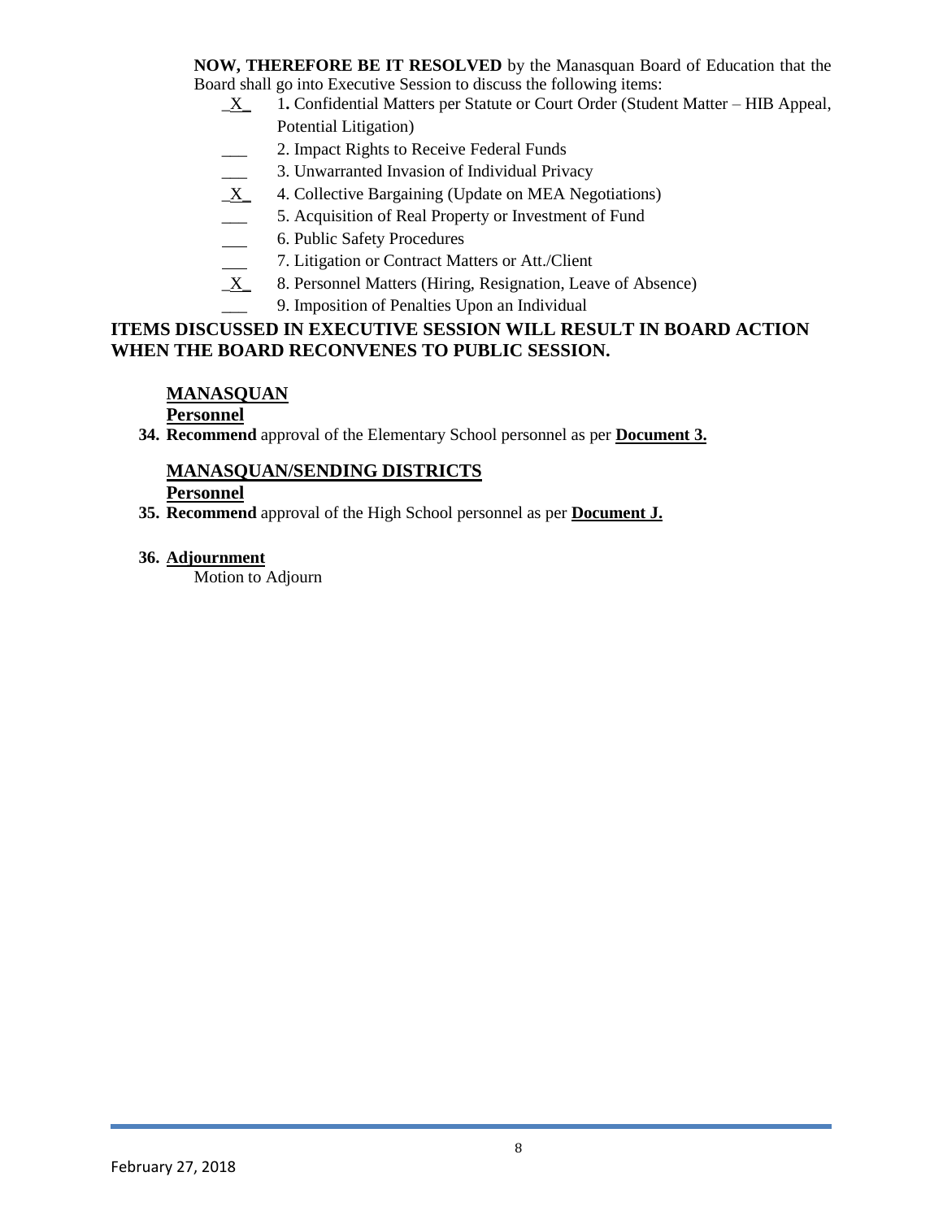**NOW, THEREFORE BE IT RESOLVED** by the Manasquan Board of Education that the Board shall go into Executive Session to discuss the following items:

- _X_ 1**.** Confidential Matters per Statute or Court Order (Student Matter – HIB Appeal, Potential Litigation)
- ___ 2. Impact Rights to Receive Federal Funds
- ___ 3. Unwarranted Invasion of Individual Privacy
- _X_ 4. Collective Bargaining (Update on MEA Negotiations)
- ___ 5. Acquisition of Real Property or Investment of Fund
- ___ 6. Public Safety Procedures
- ___ 7. Litigation or Contract Matters or Att./Client
- _X_ 8. Personnel Matters (Hiring, Resignation, Leave of Absence)
- ___ 9. Imposition of Penalties Upon an Individual

**ITEMS DISCUSSED IN EXECUTIVE SESSION WILL RESULT IN BOARD ACTION WHEN THE BOARD RECONVENES TO PUBLIC SESSION.**

**MANASQUAN**

**Personnel**

34. **Recommend** approval of the Elementary School personnel as per **Document 3.**

**MANASQUAN/SENDING DISTRICTS**

**Personnel**

35. **Recommend** approval of the High School personnel as per **Document J.**

36. **Adjournment**

    Motion to Adjourn

February 27, 2018